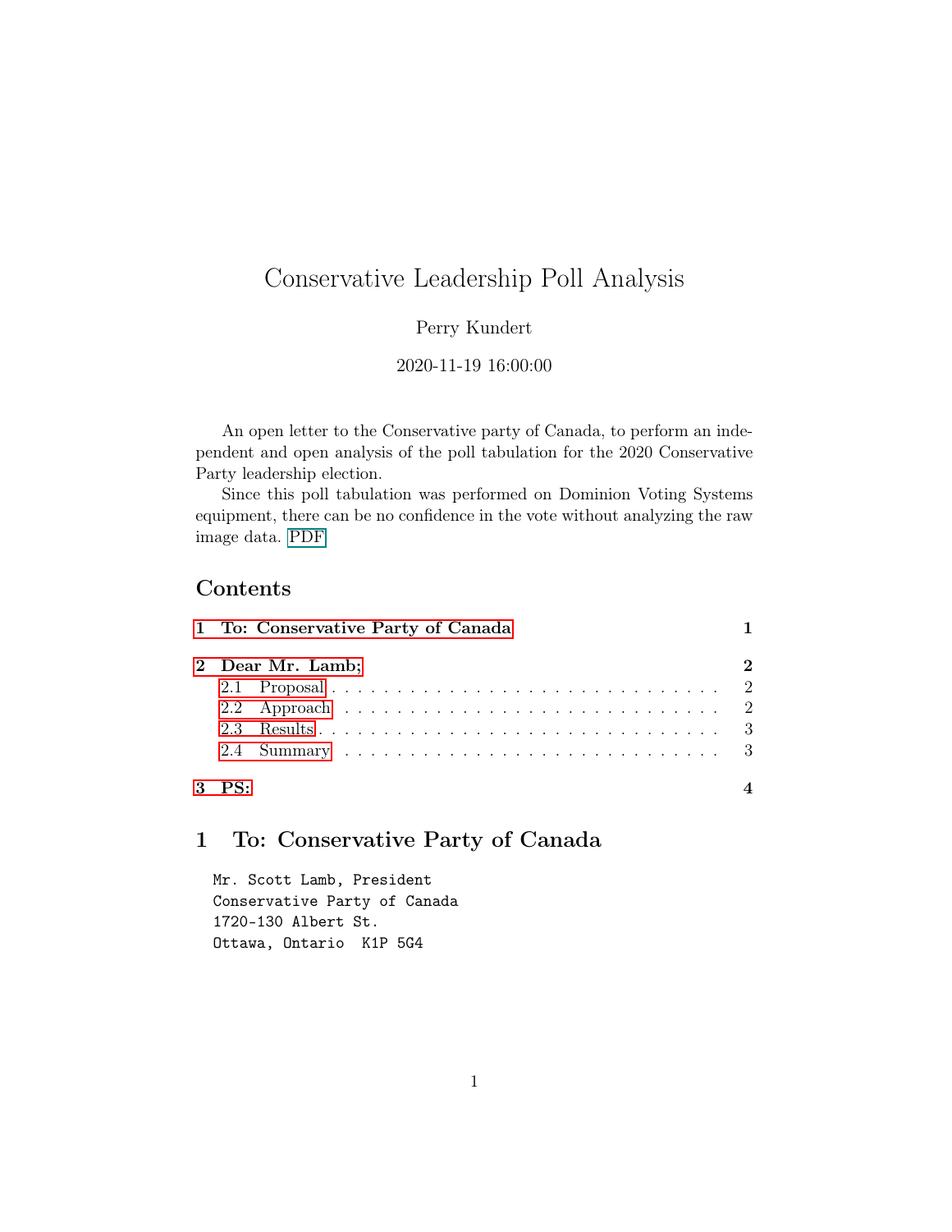# Conservative Leadership Poll Analysis

Perry Kundert

2020-11-19 16:00:00

An open letter to the Conservative party of Canada, to perform an independent and open analysis of the poll tabulation for the 2020 Conservative Party leadership election.

Since this poll tabulation was performed on Dominion Voting Systems equipment, there can be no confidence in the vote without analyzing the raw image data. PDF

## Contents

- 1 To: Conservative Party of Canada — 1
- 2 Dear Mr. Lamb; — 2
  - 2.1 Proposal — 2
  - 2.2 Approach — 2
  - 2.3 Results — 3
  - 2.4 Summary — 3
- 3 PS: — 4

## 1 To: Conservative Party of Canada

```
Mr. Scott Lamb, President
Conservative Party of Canada
1720-130 Albert St.
Ottawa, Ontario  K1P 5G4
```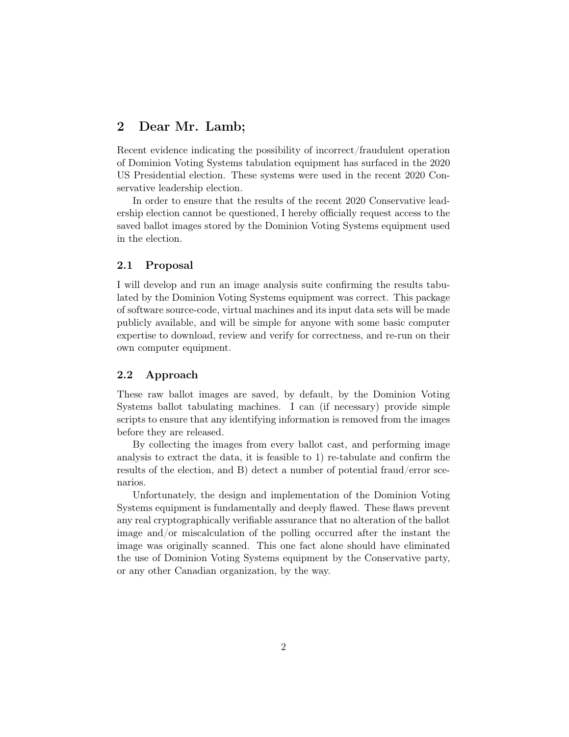## 2 Dear Mr. Lamb;

Recent evidence indicating the possibility of incorrect/fraudulent operation of Dominion Voting Systems tabulation equipment has surfaced in the 2020 US Presidential election. These systems were used in the recent 2020 Conservative leadership election.

In order to ensure that the results of the recent 2020 Conservative leadership election cannot be questioned, I hereby officially request access to the saved ballot images stored by the Dominion Voting Systems equipment used in the election.

### 2.1 Proposal

I will develop and run an image analysis suite confirming the results tabulated by the Dominion Voting Systems equipment was correct. This package of software source-code, virtual machines and its input data sets will be made publicly available, and will be simple for anyone with some basic computer expertise to download, review and verify for correctness, and re-run on their own computer equipment.

### 2.2 Approach

These raw ballot images are saved, by default, by the Dominion Voting Systems ballot tabulating machines. I can (if necessary) provide simple scripts to ensure that any identifying information is removed from the images before they are released.

By collecting the images from every ballot cast, and performing image analysis to extract the data, it is feasible to 1) re-tabulate and confirm the results of the election, and B) detect a number of potential fraud/error scenarios.

Unfortunately, the design and implementation of the Dominion Voting Systems equipment is fundamentally and deeply flawed. These flaws prevent any real cryptographically verifiable assurance that no alteration of the ballot image and/or miscalculation of the polling occurred after the instant the image was originally scanned. This one fact alone should have eliminated the use of Dominion Voting Systems equipment by the Conservative party, or any other Canadian organization, by the way.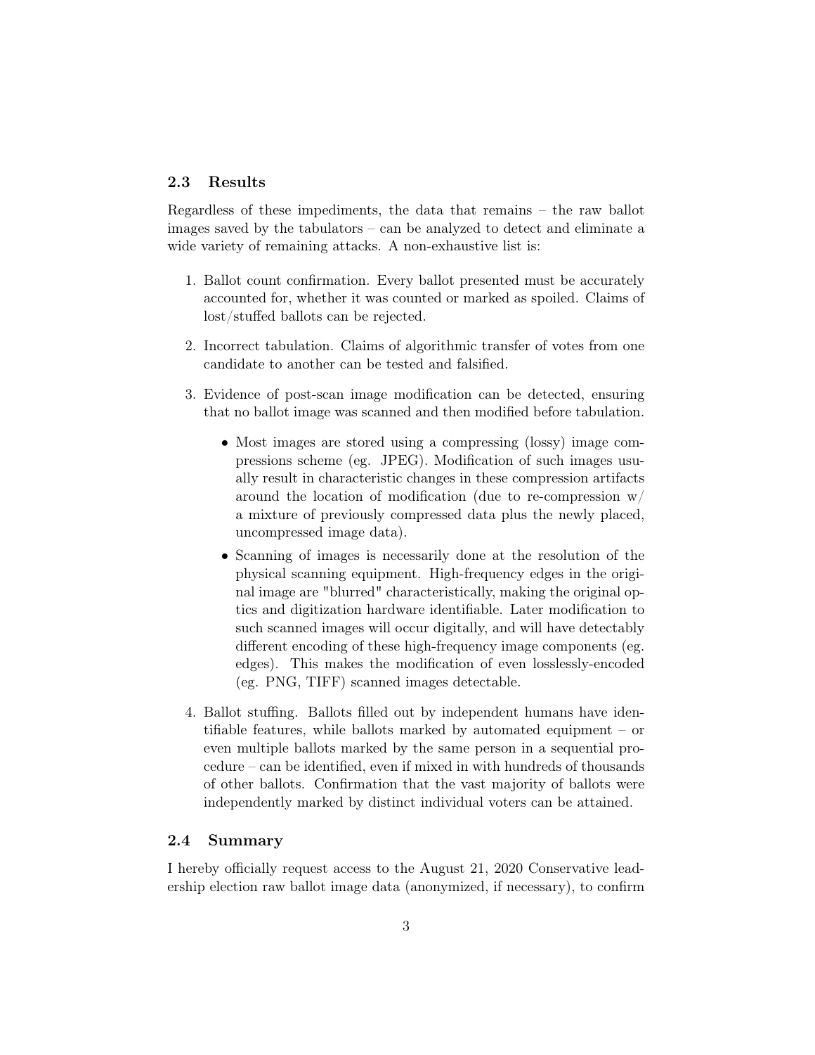### 2.3 Results

Regardless of these impediments, the data that remains – the raw ballot images saved by the tabulators – can be analyzed to detect and eliminate a wide variety of remaining attacks. A non-exhaustive list is:

1. Ballot count confirmation. Every ballot presented must be accurately accounted for, whether it was counted or marked as spoiled. Claims of lost/stuffed ballots can be rejected.

2. Incorrect tabulation. Claims of algorithmic transfer of votes from one candidate to another can be tested and falsified.

3. Evidence of post-scan image modification can be detected, ensuring that no ballot image was scanned and then modified before tabulation.

   - Most images are stored using a compressing (lossy) image compressions scheme (eg. JPEG). Modification of such images usually result in characteristic changes in these compression artifacts around the location of modification (due to re-compression w/ a mixture of previously compressed data plus the newly placed, uncompressed image data).
   - Scanning of images is necessarily done at the resolution of the physical scanning equipment. High-frequency edges in the original image are "blurred" characteristically, making the original optics and digitization hardware identifiable. Later modification to such scanned images will occur digitally, and will have detectably different encoding of these high-frequency image components (eg. edges). This makes the modification of even losslessly-encoded (eg. PNG, TIFF) scanned images detectable.

4. Ballot stuffing. Ballots filled out by independent humans have identifiable features, while ballots marked by automated equipment – or even multiple ballots marked by the same person in a sequential procedure – can be identified, even if mixed in with hundreds of thousands of other ballots. Confirmation that the vast majority of ballots were independently marked by distinct individual voters can be attained.

### 2.4 Summary

I hereby officially request access to the August 21, 2020 Conservative leadership election raw ballot image data (anonymized, if necessary), to confirm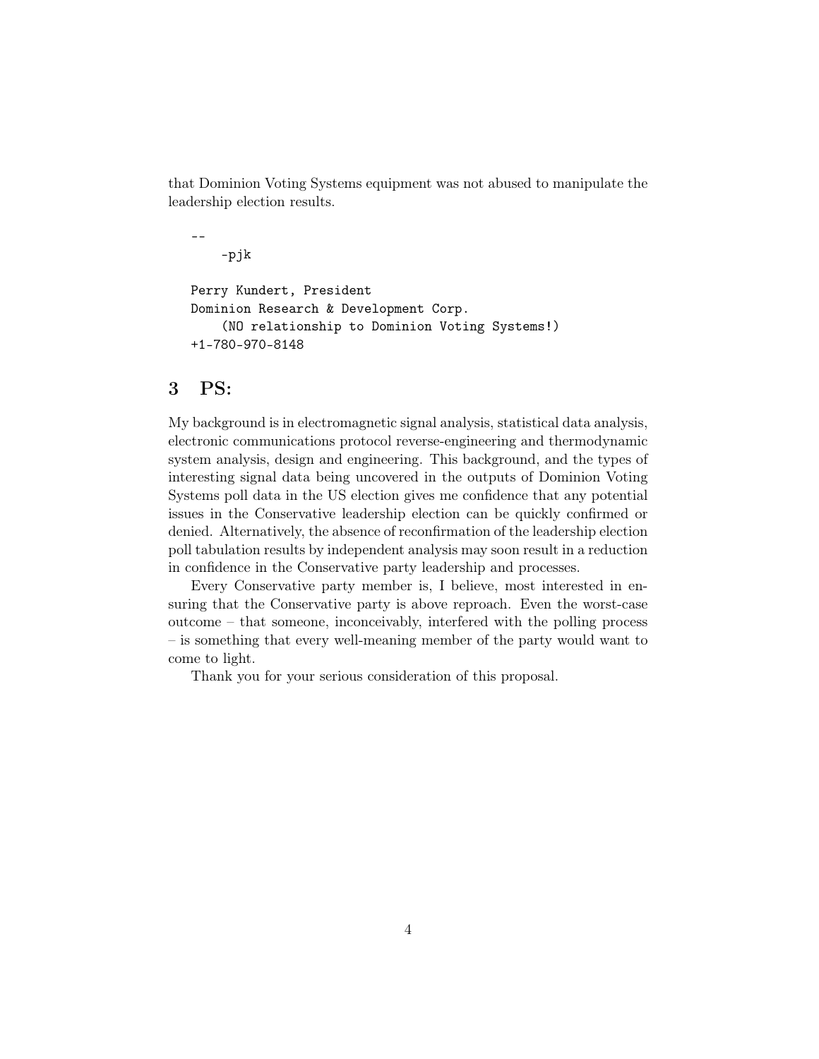that Dominion Voting Systems equipment was not abused to manipulate the leadership election results.

```
--
    -pjk

Perry Kundert, President
Dominion Research & Development Corp.
    (NO relationship to Dominion Voting Systems!)
+1-780-970-8148
```

## 3 PS:

My background is in electromagnetic signal analysis, statistical data analysis, electronic communications protocol reverse-engineering and thermodynamic system analysis, design and engineering. This background, and the types of interesting signal data being uncovered in the outputs of Dominion Voting Systems poll data in the US election gives me confidence that any potential issues in the Conservative leadership election can be quickly confirmed or denied. Alternatively, the absence of reconfirmation of the leadership election poll tabulation results by independent analysis may soon result in a reduction in confidence in the Conservative party leadership and processes.

Every Conservative party member is, I believe, most interested in ensuring that the Conservative party is above reproach. Even the worst-case outcome – that someone, inconceivably, interfered with the polling process – is something that every well-meaning member of the party would want to come to light.

Thank you for your serious consideration of this proposal.